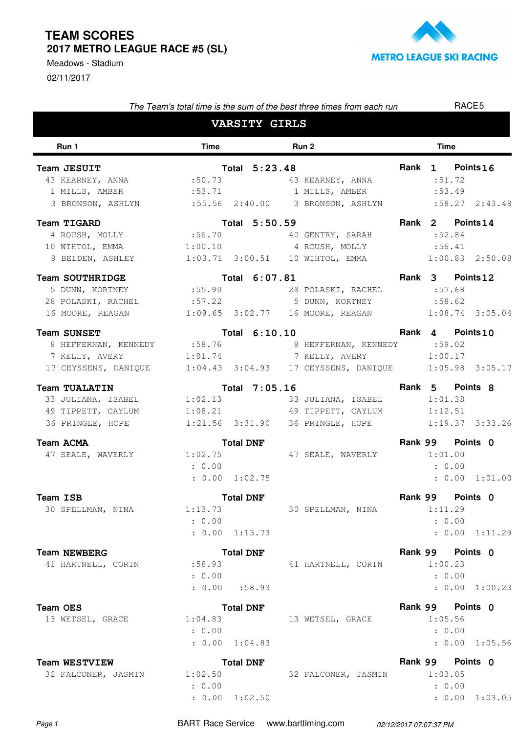# TEAM SCORES

## 2017 METRO LEAGUE RACE #5 (SL)

Meadows - Stadium

02/11/2017

METRO LEAGUE SKI RACING

*The Team's total time is the sum of the best three times from each run*

RACE5

## VARSITY GIRLS

| Run 1 | Time | | Run 2 | Time | |
|---|---|---|---|---|---|
| **Team JESUIT** | **Total 5:23.48** | | | **Rank 1** | **Points 16** |
| 43 KEARNEY, ANNA | :50.73 | | 43 KEARNEY, ANNA | :51.72 | |
| 1 MILLS, AMBER | :53.71 | | 1 MILLS, AMBER | :53.49 | |
| 3 BRONSON, ASHLYN | :55.56 | 2:40.00 | 3 BRONSON, ASHLYN | :58.27 | 2:43.48 |
| **Team TIGARD** | **Total 5:50.59** | | | **Rank 2** | **Points 14** |
| 4 ROUSH, MOLLY | :56.70 | | 40 GENTRY, SARAH | :52.84 | |
| 10 WIHTOL, EMMA | 1:00.10 | | 4 ROUSH, MOLLY | :56.41 | |
| 9 BELDEN, ASHLEY | 1:03.71 | 3:00.51 | 10 WIHTOL, EMMA | 1:00.83 | 2:50.08 |
| **Team SOUTHRIDGE** | **Total 6:07.81** | | | **Rank 3** | **Points 12** |
| 5 DUNN, KORTNEY | :55.90 | | 28 POLASKI, RACHEL | :57.68 | |
| 28 POLASKI, RACHEL | :57.22 | | 5 DUNN, KORTNEY | :58.62 | |
| 16 MOORE, REAGAN | 1:09.65 | 3:02.77 | 16 MOORE, REAGAN | 1:08.74 | 3:05.04 |
| **Team SUNSET** | **Total 6:10.10** | | | **Rank 4** | **Points 10** |
| 8 HEFFERNAN, KENNEDY | :58.76 | | 8 HEFFERNAN, KENNEDY | :59.02 | |
| 7 KELLY, AVERY | 1:01.74 | | 7 KELLY, AVERY | 1:00.17 | |
| 17 CEYSSENS, DANIQUE | 1:04.43 | 3:04.93 | 17 CEYSSENS, DANIQUE | 1:05.98 | 3:05.17 |
| **Team TUALATIN** | **Total 7:05.16** | | | **Rank 5** | **Points 8** |
| 33 JULIANA, ISABEL | 1:02.13 | | 33 JULIANA, ISABEL | 1:01.38 | |
| 49 TIPPETT, CAYLUM | 1:08.21 | | 49 TIPPETT, CAYLUM | 1:12.51 | |
| 36 PRINGLE, HOPE | 1:21.56 | 3:31.90 | 36 PRINGLE, HOPE | 1:19.37 | 3:33.26 |
| **Team ACMA** | **Total DNF** | | | **Rank 99** | **Points 0** |
| 47 SEALE, WAVERLY | 1:02.75 | | 47 SEALE, WAVERLY | 1:01.00 | |
| | : 0.00 | | | : 0.00 | |
| | : 0.00 | 1:02.75 | | : 0.00 | 1:01.00 |
| **Team ISB** | **Total DNF** | | | **Rank 99** | **Points 0** |
| 30 SPELLMAN, NINA | 1:13.73 | | 30 SPELLMAN, NINA | 1:11.29 | |
| | : 0.00 | | | : 0.00 | |
| | : 0.00 | 1:13.73 | | : 0.00 | 1:11.29 |
| **Team NEWBERG** | **Total DNF** | | | **Rank 99** | **Points 0** |
| 41 HARTNELL, CORIN | :58.93 | | 41 HARTNELL, CORIN | 1:00.23 | |
| | : 0.00 | | | : 0.00 | |
| | : 0.00 | :58.93 | | : 0.00 | 1:00.23 |
| **Team OES** | **Total DNF** | | | **Rank 99** | **Points 0** |
| 13 WETSEL, GRACE | 1:04.83 | | 13 WETSEL, GRACE | 1:05.56 | |
| | : 0.00 | | | : 0.00 | |
| | : 0.00 | 1:04.83 | | : 0.00 | 1:05.56 |
| **Team WESTVIEW** | **Total DNF** | | | **Rank 99** | **Points 0** |
| 32 FALCONER, JASMIN | 1:02.50 | | 32 FALCONER, JASMIN | 1:03.05 | |
| | : 0.00 | | | : 0.00 | |
| | : 0.00 | 1:02.50 | | : 0.00 | 1:03.05 |

BART Race Service www.barttiming.com *02/12/2017 07:07:37 PM*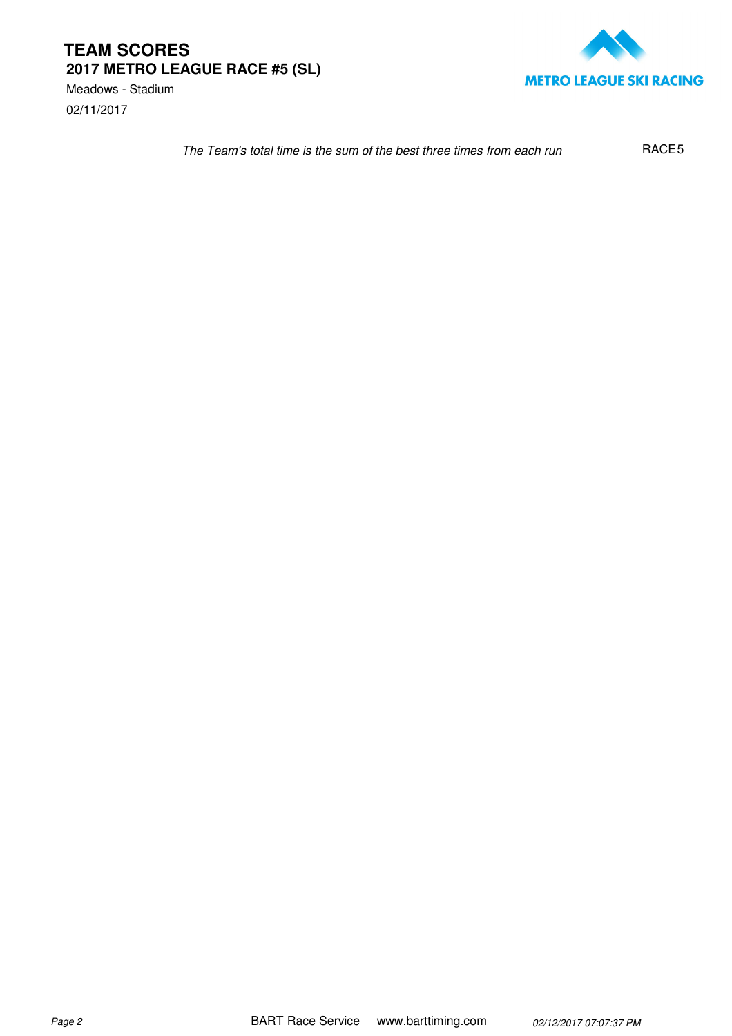# TEAM SCORES

## 2017 METRO LEAGUE RACE #5 (SL)

Meadows - Stadium

02/11/2017

METRO LEAGUE SKI RACING

*The Team's total time is the sum of the best three times from each run*

RACE5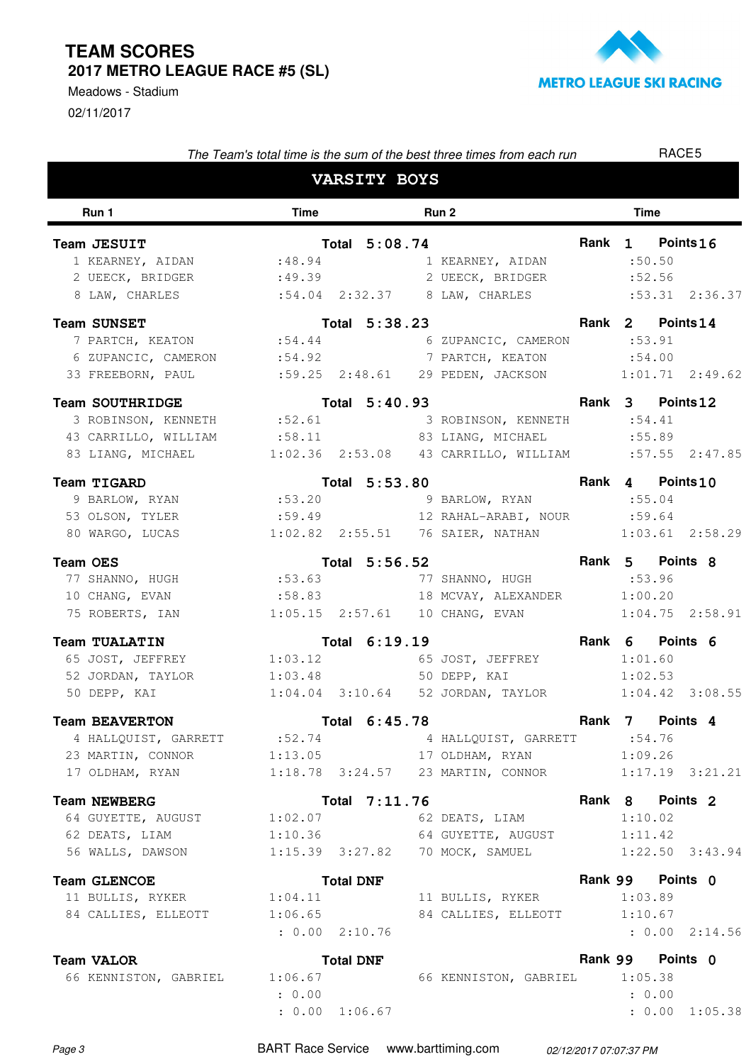# TEAM SCORES

## 2017 METRO LEAGUE RACE #5 (SL)

Meadows - Stadium

02/11/2017

METRO LEAGUE SKI RACING

*The Team's total time is the sum of the best three times from each run*

RACE5

## VARSITY BOYS

| Run 1 | Time | | Run 2 | Time | |
|---|---|---|---|---|---|
| **Team JESUIT** | | **Total 5:08.74** | | **Rank 1** | **Points 16** |
| 1 KEARNEY, AIDAN | :48.94 | | 1 KEARNEY, AIDAN | :50.50 | |
| 2 UEECK, BRIDGER | :49.39 | | 2 UEECK, BRIDGER | :52.56 | |
| 8 LAW, CHARLES | :54.04 | 2:32.37 | 8 LAW, CHARLES | :53.31 | 2:36.37 |
| **Team SUNSET** | | **Total 5:38.23** | | **Rank 2** | **Points 14** |
| 7 PARTCH, KEATON | :54.44 | | 6 ZUPANCIC, CAMERON | :53.91 | |
| 6 ZUPANCIC, CAMERON | :54.92 | | 7 PARTCH, KEATON | :54.00 | |
| 33 FREEBORN, PAUL | :59.25 | 2:48.61 | 29 PEDEN, JACKSON | 1:01.71 | 2:49.62 |
| **Team SOUTHRIDGE** | | **Total 5:40.93** | | **Rank 3** | **Points 12** |
| 3 ROBINSON, KENNETH | :52.61 | | 3 ROBINSON, KENNETH | :54.41 | |
| 43 CARRILLO, WILLIAM | :58.11 | | 83 LIANG, MICHAEL | :55.89 | |
| 83 LIANG, MICHAEL | 1:02.36 | 2:53.08 | 43 CARRILLO, WILLIAM | :57.55 | 2:47.85 |
| **Team TIGARD** | | **Total 5:53.80** | | **Rank 4** | **Points 10** |
| 9 BARLOW, RYAN | :53.20 | | 9 BARLOW, RYAN | :55.04 | |
| 53 OLSON, TYLER | :59.49 | | 12 RAHAL-ARABI, NOUR | :59.64 | |
| 80 WARGO, LUCAS | 1:02.82 | 2:55.51 | 76 SAIER, NATHAN | 1:03.61 | 2:58.29 |
| **Team OES** | | **Total 5:56.52** | | **Rank 5** | **Points 8** |
| 77 SHANNO, HUGH | :53.63 | | 77 SHANNO, HUGH | :53.96 | |
| 10 CHANG, EVAN | :58.83 | | 18 MCVAY, ALEXANDER | 1:00.20 | |
| 75 ROBERTS, IAN | 1:05.15 | 2:57.61 | 10 CHANG, EVAN | 1:04.75 | 2:58.91 |
| **Team TUALATIN** | | **Total 6:19.19** | | **Rank 6** | **Points 6** |
| 65 JOST, JEFFREY | 1:03.12 | | 65 JOST, JEFFREY | 1:01.60 | |
| 52 JORDAN, TAYLOR | 1:03.48 | | 50 DEPP, KAI | 1:02.53 | |
| 50 DEPP, KAI | 1:04.04 | 3:10.64 | 52 JORDAN, TAYLOR | 1:04.42 | 3:08.55 |
| **Team BEAVERTON** | | **Total 6:45.78** | | **Rank 7** | **Points 4** |
| 4 HALLQUIST, GARRETT | :52.74 | | 4 HALLQUIST, GARRETT | :54.76 | |
| 23 MARTIN, CONNOR | 1:13.05 | | 17 OLDHAM, RYAN | 1:09.26 | |
| 17 OLDHAM, RYAN | 1:18.78 | 3:24.57 | 23 MARTIN, CONNOR | 1:17.19 | 3:21.21 |
| **Team NEWBERG** | | **Total 7:11.76** | | **Rank 8** | **Points 2** |
| 64 GUYETTE, AUGUST | 1:02.07 | | 62 DEATS, LIAM | 1:10.02 | |
| 62 DEATS, LIAM | 1:10.36 | | 64 GUYETTE, AUGUST | 1:11.42 | |
| 56 WALLS, DAWSON | 1:15.39 | 3:27.82 | 70 MOCK, SAMUEL | 1:22.50 | 3:43.94 |
| **Team GLENCOE** | | **Total DNF** | | **Rank 99** | **Points 0** |
| 11 BULLIS, RYKER | 1:04.11 | | 11 BULLIS, RYKER | 1:03.89 | |
| 84 CALLIES, ELLEOTT | 1:06.65 | | 84 CALLIES, ELLEOTT | 1:10.67 | |
| | : 0.00 | 2:10.76 | | : 0.00 | 2:14.56 |
| **Team VALOR** | | **Total DNF** | | **Rank 99** | **Points 0** |
| 66 KENNISTON, GABRIEL | 1:06.67 | | 66 KENNISTON, GABRIEL | 1:05.38 | |
| | : 0.00 | | | : 0.00 | |
| | : 0.00 | 1:06.67 | | : 0.00 | 1:05.38 |

BART Race Service www.barttiming.com *02/12/2017 07:07:37 PM*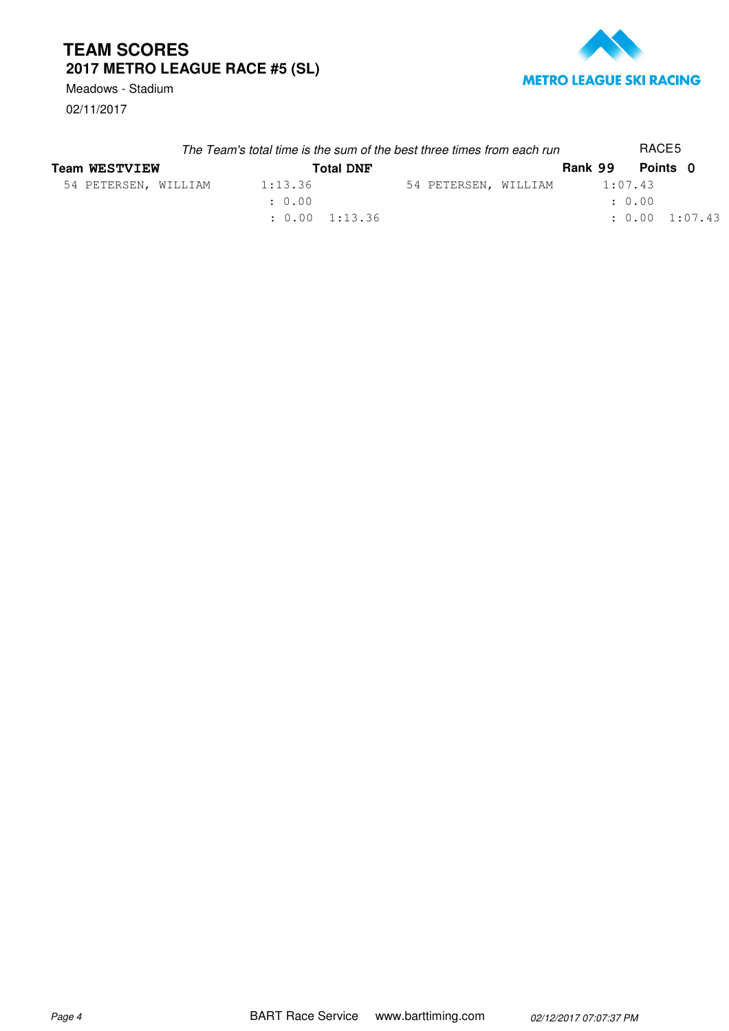# TEAM SCORES

## 2017 METRO LEAGUE RACE #5 (SL)

Meadows - Stadium

02/11/2017

METRO LEAGUE SKI RACING

*The Team's total time is the sum of the best three times from each run*

RACE5

| Team WESTVIEW | | Total DNF | | | Rank 99 | Points 0 |
|---|---|---|---|---|---|---|
| 54 PETERSEN, WILLIAM | 1:13.36 | | 54 PETERSEN, WILLIAM | 1:07.43 | | |
| | : 0.00 | | | : 0.00 | | |
| | : 0.00 | 1:13.36 | | : 0.00 | 1:07.43 | |

BART Race Service www.barttiming.com 02/12/2017 07:07:37 PM